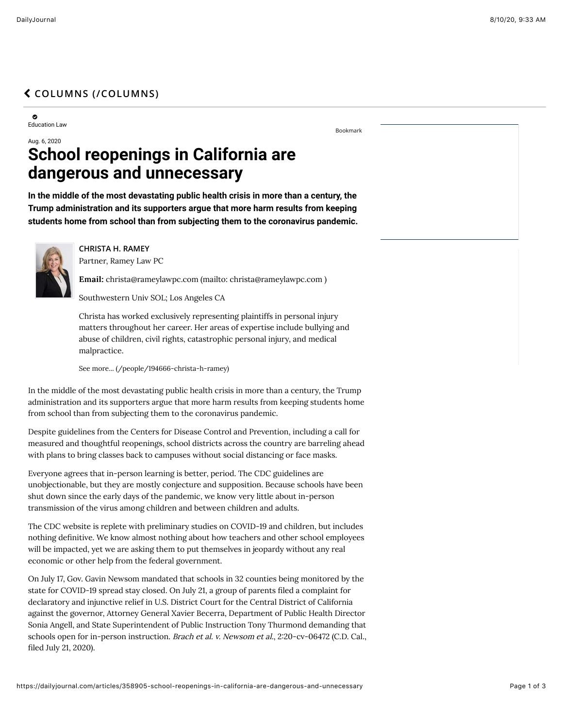## COLUMNS (/COLUMNS)

Education Law

Bookmark

Aug. 6, 2020

# School reopenings in California are dangerous and unnecessary

**In the middle of the most devastating public health crisis in more than a century, the Trump administration and its supporters argue that more harm results from keeping students home from school than from subjecting them to the coronavirus pandemic.**

**CHRISTA H. RAMEY**

Partner, Ramey Law PC

**Email:** christa@rameylawpc.com (mailto: christa@rameylawpc.com )

Southwestern Univ SOL; Los Angeles CA

Christa has worked exclusively representing plaintiffs in personal injury matters throughout her career. Her areas of expertise include bullying and abuse of children, civil rights, catastrophic personal injury, and medical malpractice.

See more... (/people/194666-christa-h-ramey)

In the middle of the most devastating public health crisis in more than a century, the Trump administration and its supporters argue that more harm results from keeping students home from school than from subjecting them to the coronavirus pandemic.

Despite guidelines from the Centers for Disease Control and Prevention, including a call for measured and thoughtful reopenings, school districts across the country are barreling ahead with plans to bring classes back to campuses without social distancing or face masks.

Everyone agrees that in-person learning is better, period. The CDC guidelines are unobjectionable, but they are mostly conjecture and supposition. Because schools have been shut down since the early days of the pandemic, we know very little about in-person transmission of the virus among children and between children and adults.

The CDC website is replete with preliminary studies on COVID-19 and children, but includes nothing definitive. We know almost nothing about how teachers and other school employees will be impacted, yet we are asking them to put themselves in jeopardy without any real economic or other help from the federal government.

On July 17, Gov. Gavin Newsom mandated that schools in 32 counties being monitored by the state for COVID-19 spread stay closed. On July 21, a group of parents filed a complaint for declaratory and injunctive relief in U.S. District Court for the Central District of California against the governor, Attorney General Xavier Becerra, Department of Public Health Director Sonia Angell, and State Superintendent of Public Instruction Tony Thurmond demanding that schools open for in-person instruction. *Brach et al. v. Newsom et al.*, 2:20-cv-06472 (C.D. Cal., filed July 21, 2020).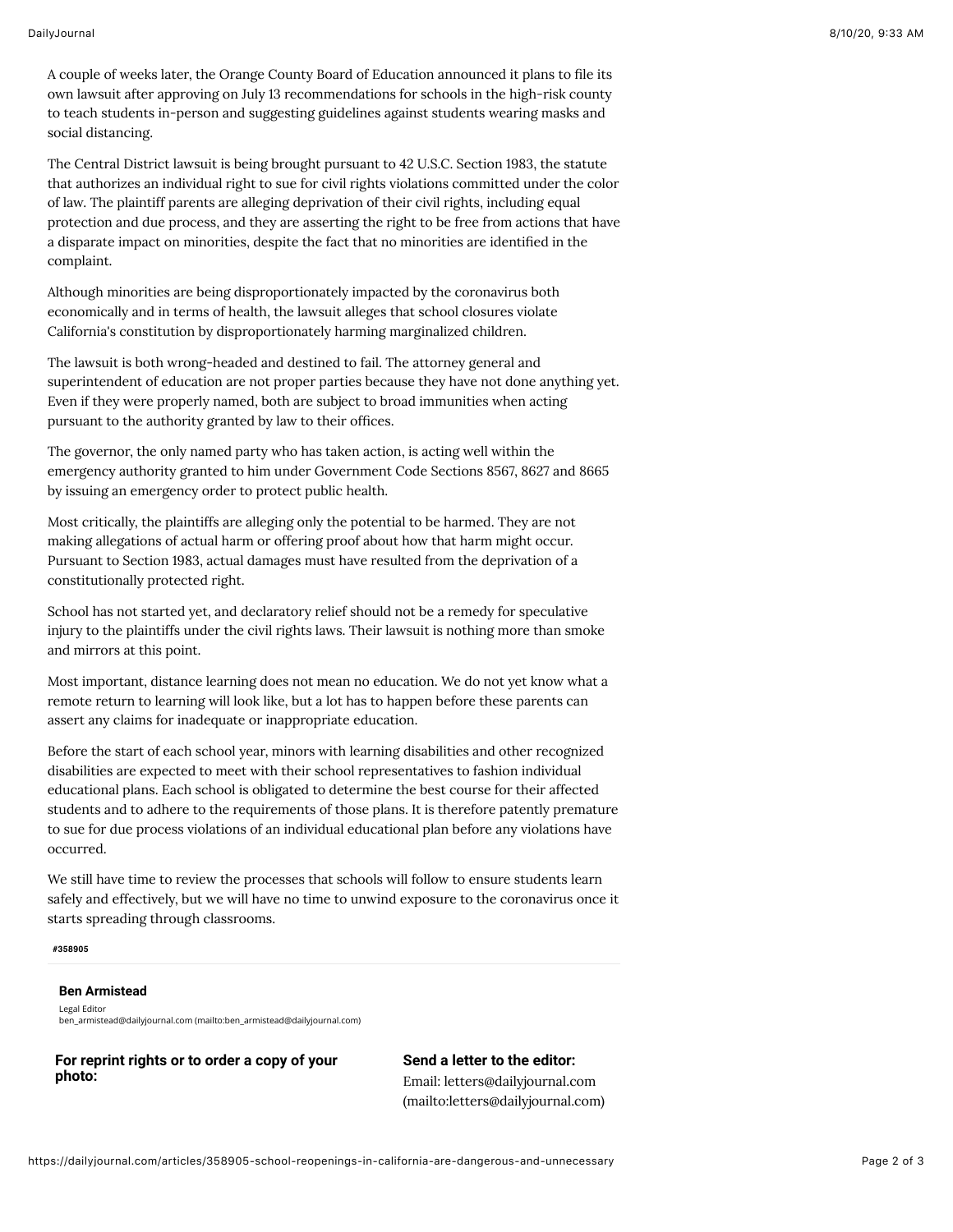A couple of weeks later, the Orange County Board of Education announced it plans to file its own lawsuit after approving on July 13 recommendations for schools in the high-risk county to teach students in-person and suggesting guidelines against students wearing masks and social distancing.

The Central District lawsuit is being brought pursuant to 42 U.S.C. Section 1983, the statute that authorizes an individual right to sue for civil rights violations committed under the color of law. The plaintiff parents are alleging deprivation of their civil rights, including equal protection and due process, and they are asserting the right to be free from actions that have a disparate impact on minorities, despite the fact that no minorities are identified in the complaint.

Although minorities are being disproportionately impacted by the coronavirus both economically and in terms of health, the lawsuit alleges that school closures violate California's constitution by disproportionately harming marginalized children.

The lawsuit is both wrong-headed and destined to fail. The attorney general and superintendent of education are not proper parties because they have not done anything yet. Even if they were properly named, both are subject to broad immunities when acting pursuant to the authority granted by law to their offices.

The governor, the only named party who has taken action, is acting well within the emergency authority granted to him under Government Code Sections 8567, 8627 and 8665 by issuing an emergency order to protect public health.

Most critically, the plaintiffs are alleging only the potential to be harmed. They are not making allegations of actual harm or offering proof about how that harm might occur. Pursuant to Section 1983, actual damages must have resulted from the deprivation of a constitutionally protected right.

School has not started yet, and declaratory relief should not be a remedy for speculative injury to the plaintiffs under the civil rights laws. Their lawsuit is nothing more than smoke and mirrors at this point.

Most important, distance learning does not mean no education. We do not yet know what a remote return to learning will look like, but a lot has to happen before these parents can assert any claims for inadequate or inappropriate education.

Before the start of each school year, minors with learning disabilities and other recognized disabilities are expected to meet with their school representatives to fashion individual educational plans. Each school is obligated to determine the best course for their affected students and to adhere to the requirements of those plans. It is therefore patently premature to sue for due process violations of an individual educational plan before any violations have occurred.

We still have time to review the processes that schools will follow to ensure students learn safely and effectively, but we will have no time to unwind exposure to the coronavirus once it starts spreading through classrooms.

#358905

**Ben Armistead**

Legal Editor
ben_armistead@dailyjournal.com (mailto:ben_armistead@dailyjournal.com)

**For reprint rights or to order a copy of your photo:**

**Send a letter to the editor:**

Email: letters@dailyjournal.com (mailto:letters@dailyjournal.com)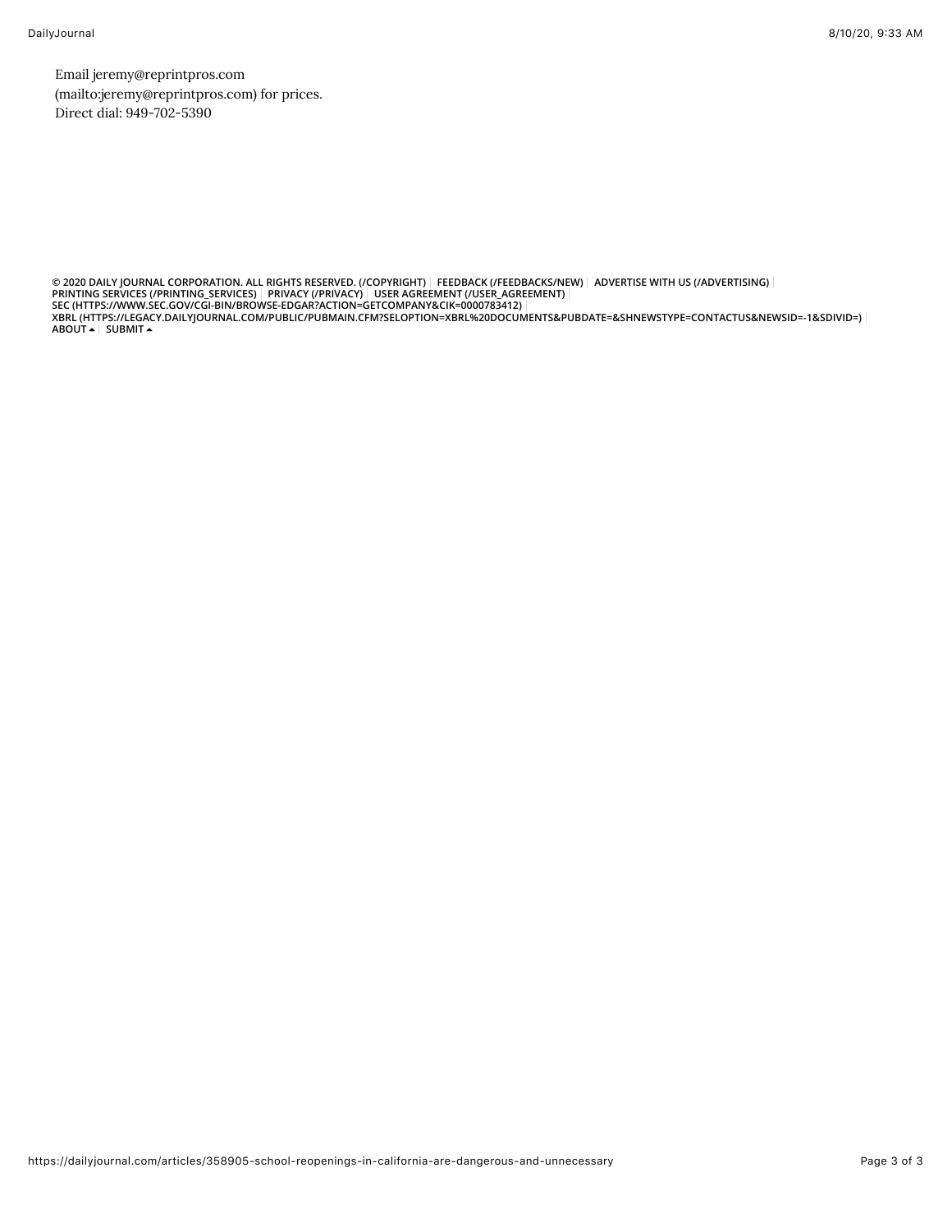Email jeremy@reprintpros.com
(mailto:jeremy@reprintpros.com) for prices.
Direct dial: 949-702-5390

© 2020 DAILY JOURNAL CORPORATION. ALL RIGHTS RESERVED. (/COPYRIGHT) | FEEDBACK (/FEEDBACKS/NEW) | ADVERTISE WITH US (/ADVERTISING) | PRINTING SERVICES (/PRINTING_SERVICES) | PRIVACY (/PRIVACY) | USER AGREEMENT (/USER_AGREEMENT) | SEC (HTTPS://WWW.SEC.GOV/CGI-BIN/BROWSE-EDGAR?ACTION=GETCOMPANY&CIK=0000783412) | XBRL (HTTPS://LEGACY.DAILYJOURNAL.COM/PUBLIC/PUBMAIN.CFM?SELOPTION=XBRL%20DOCUMENTS&PUBDATE=&SHNEWSTYPE=CONTACTUS&NEWSID=-1&SDIVID=) | ABOUT ▲ | SUBMIT ▲